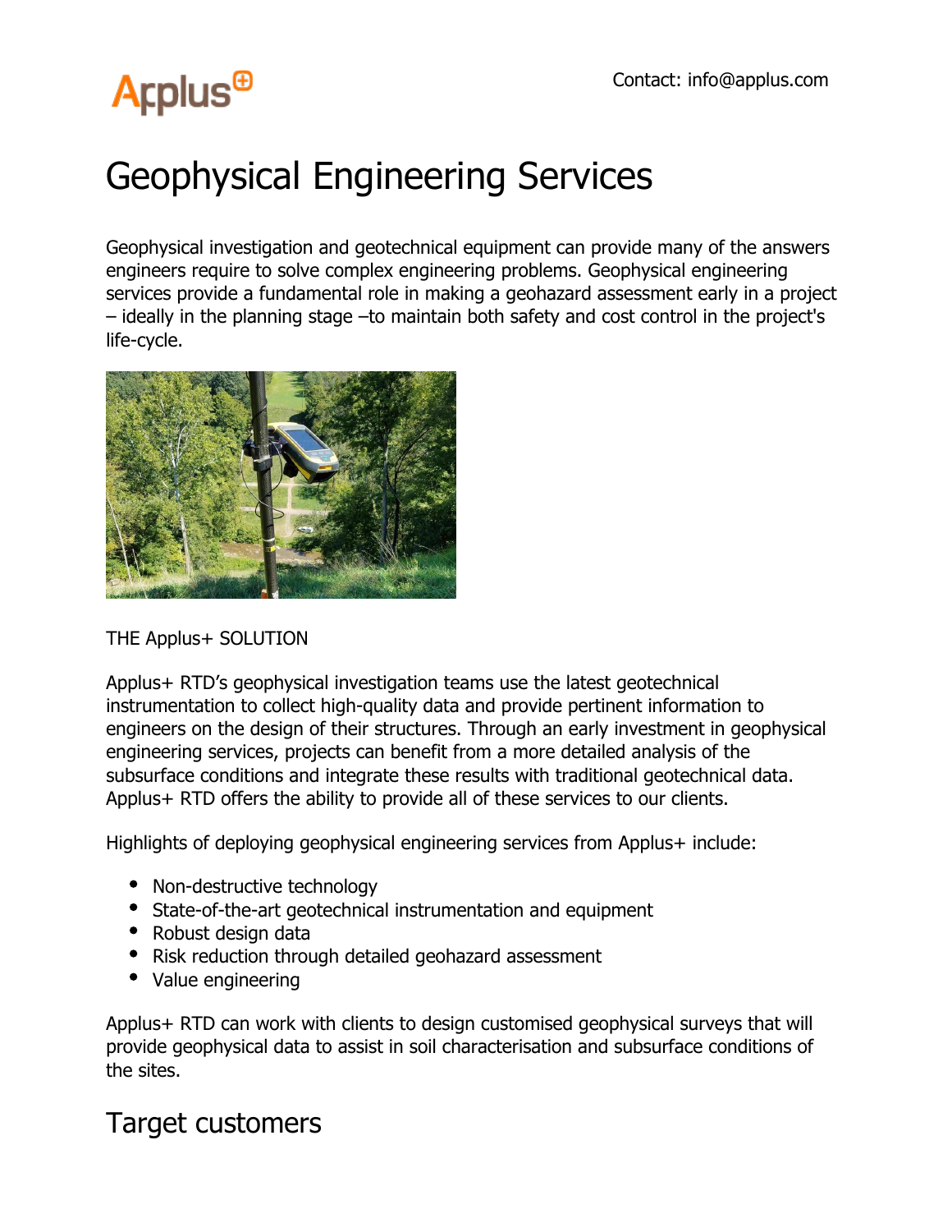Contact: info@applus.com

# Geophysical Engineering Services

Geophysical investigation and geotechnical equipment can provide many of the answers engineers require to solve complex engineering problems. Geophysical engineering services provide a fundamental role in making a geohazard assessment early in a project – ideally in the planning stage –to maintain both safety and cost control in the project's life-cycle.

THE Applus+ SOLUTION

Applus+ RTD's geophysical investigation teams use the latest geotechnical instrumentation to collect high-quality data and provide pertinent information to engineers on the design of their structures. Through an early investment in geophysical engineering services, projects can benefit from a more detailed analysis of the subsurface conditions and integrate these results with traditional geotechnical data. Applus+ RTD offers the ability to provide all of these services to our clients.

Highlights of deploying geophysical engineering services from Applus+ include:

- Non-destructive technology
- State-of-the-art geotechnical instrumentation and equipment
- Robust design data
- Risk reduction through detailed geohazard assessment
- Value engineering

Applus+ RTD can work with clients to design customised geophysical surveys that will provide geophysical data to assist in soil characterisation and subsurface conditions of the sites.

## Target customers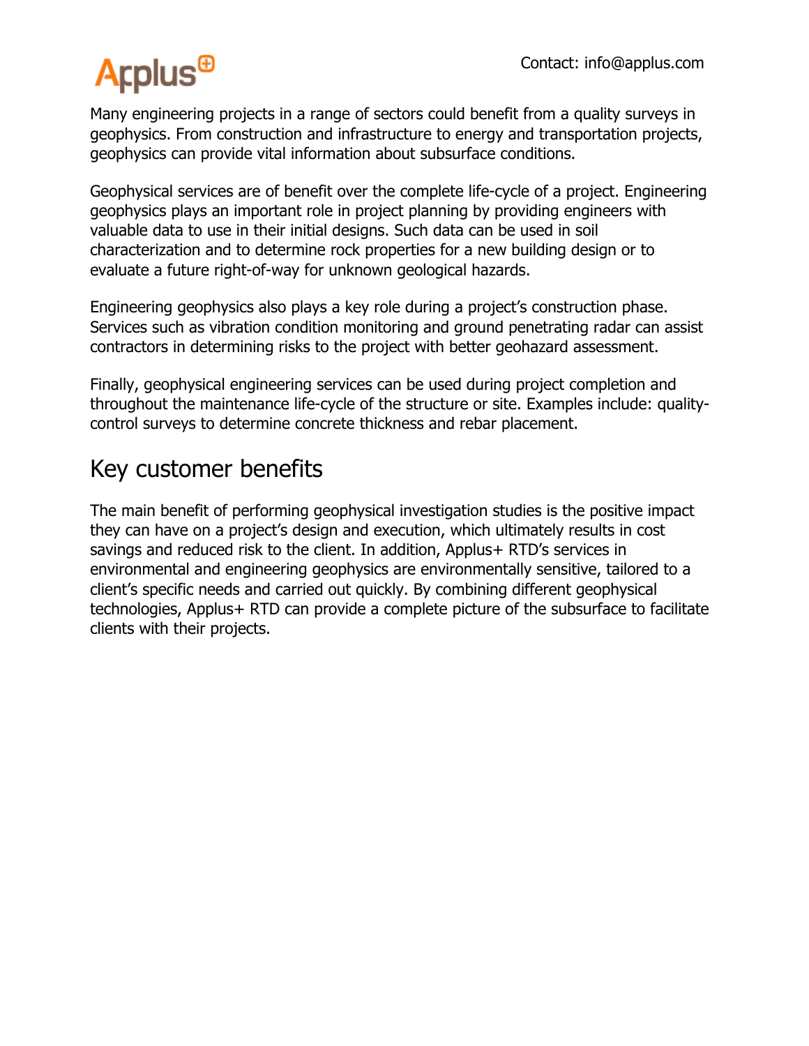Many engineering projects in a range of sectors could benefit from a quality surveys in geophysics. From construction and infrastructure to energy and transportation projects, geophysics can provide vital information about subsurface conditions.

Geophysical services are of benefit over the complete life-cycle of a project. Engineering geophysics plays an important role in project planning by providing engineers with valuable data to use in their initial designs. Such data can be used in soil characterization and to determine rock properties for a new building design or to evaluate a future right-of-way for unknown geological hazards.

Engineering geophysics also plays a key role during a project's construction phase. Services such as vibration condition monitoring and ground penetrating radar can assist contractors in determining risks to the project with better geohazard assessment.

Finally, geophysical engineering services can be used during project completion and throughout the maintenance life-cycle of the structure or site. Examples include: quality-control surveys to determine concrete thickness and rebar placement.

## Key customer benefits

The main benefit of performing geophysical investigation studies is the positive impact they can have on a project's design and execution, which ultimately results in cost savings and reduced risk to the client. In addition, Applus+ RTD's services in environmental and engineering geophysics are environmentally sensitive, tailored to a client's specific needs and carried out quickly. By combining different geophysical technologies, Applus+ RTD can provide a complete picture of the subsurface to facilitate clients with their projects.